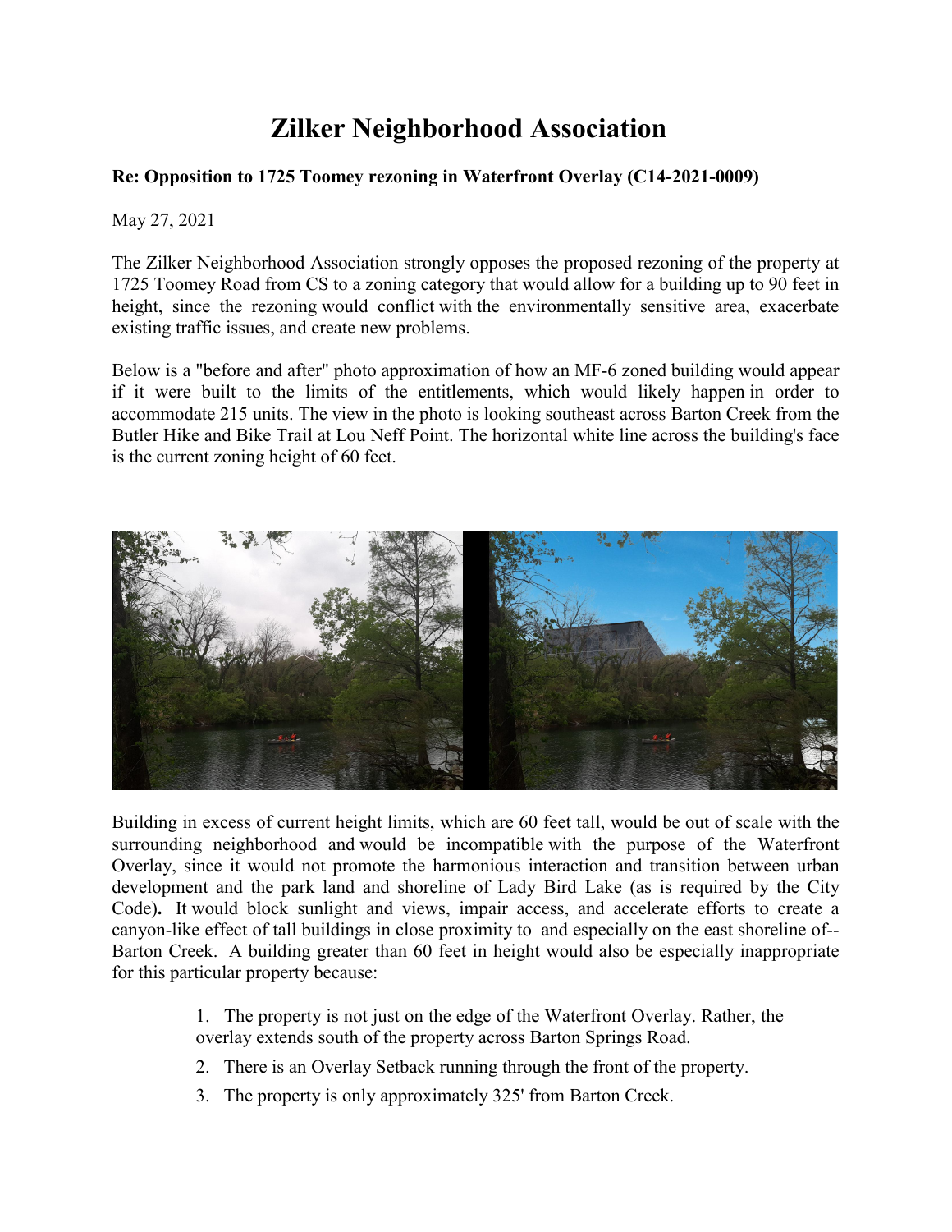# Zilker Neighborhood Association

**Re: Opposition to 1725 Toomey rezoning in Waterfront Overlay (C14-2021-0009)**

May 27, 2021

The Zilker Neighborhood Association strongly opposes the proposed rezoning of the property at 1725 Toomey Road from CS to a zoning category that would allow for a building up to 90 feet in height, since the rezoning would conflict with the environmentally sensitive area, exacerbate existing traffic issues, and create new problems.

Below is a "before and after" photo approximation of how an MF-6 zoned building would appear if it were built to the limits of the entitlements, which would likely happen in order to accommodate 215 units. The view in the photo is looking southeast across Barton Creek from the Butler Hike and Bike Trail at Lou Neff Point. The horizontal white line across the building's face is the current zoning height of 60 feet.

Building in excess of current height limits, which are 60 feet tall, would be out of scale with the surrounding neighborhood and would be incompatible with the purpose of the Waterfront Overlay, since it would not promote the harmonious interaction and transition between urban development and the park land and shoreline of Lady Bird Lake (as is required by the City Code)**.** It would block sunlight and views, impair access, and accelerate efforts to create a canyon-like effect of tall buildings in close proximity to–and especially on the east shoreline of--Barton Creek. A building greater than 60 feet in height would also be especially inappropriate for this particular property because:

1. The property is not just on the edge of the Waterfront Overlay. Rather, the overlay extends south of the property across Barton Springs Road.
2. There is an Overlay Setback running through the front of the property.
3. The property is only approximately 325' from Barton Creek.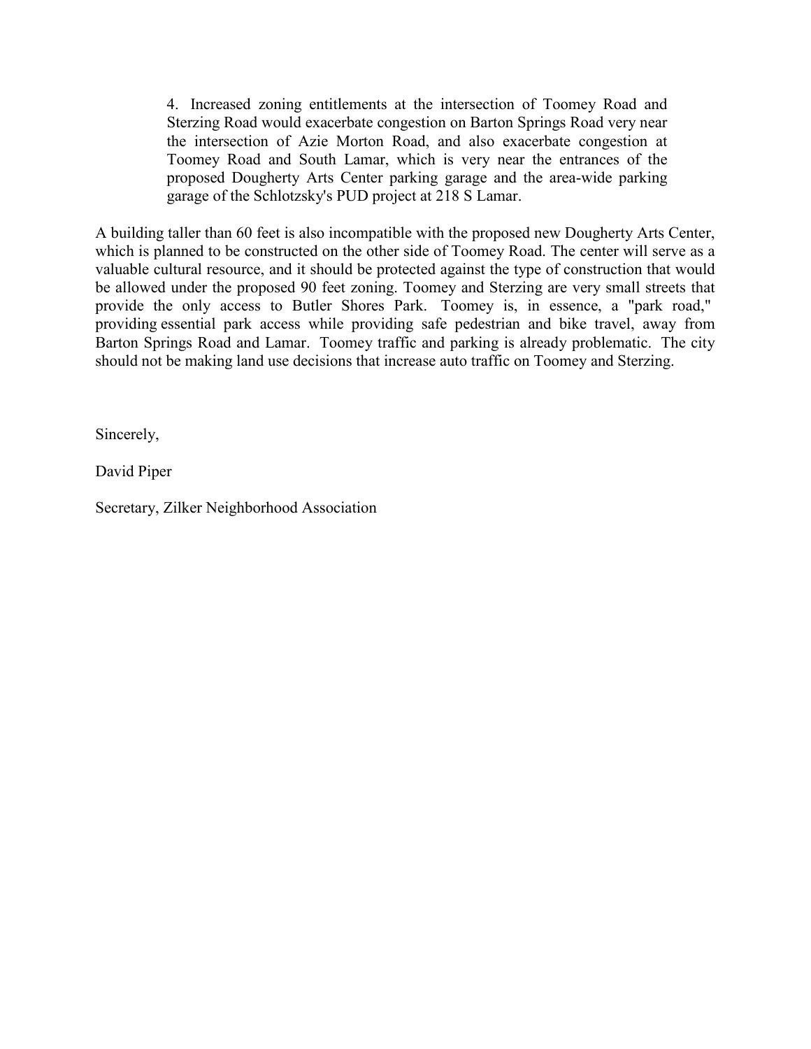4. Increased zoning entitlements at the intersection of Toomey Road and Sterzing Road would exacerbate congestion on Barton Springs Road very near the intersection of Azie Morton Road, and also exacerbate congestion at Toomey Road and South Lamar, which is very near the entrances of the proposed Dougherty Arts Center parking garage and the area-wide parking garage of the Schlotzsky's PUD project at 218 S Lamar.

A building taller than 60 feet is also incompatible with the proposed new Dougherty Arts Center, which is planned to be constructed on the other side of Toomey Road. The center will serve as a valuable cultural resource, and it should be protected against the type of construction that would be allowed under the proposed 90 feet zoning. Toomey and Sterzing are very small streets that provide the only access to Butler Shores Park. Toomey is, in essence, a "park road," providing essential park access while providing safe pedestrian and bike travel, away from Barton Springs Road and Lamar. Toomey traffic and parking is already problematic. The city should not be making land use decisions that increase auto traffic on Toomey and Sterzing.

Sincerely,

David Piper

Secretary, Zilker Neighborhood Association